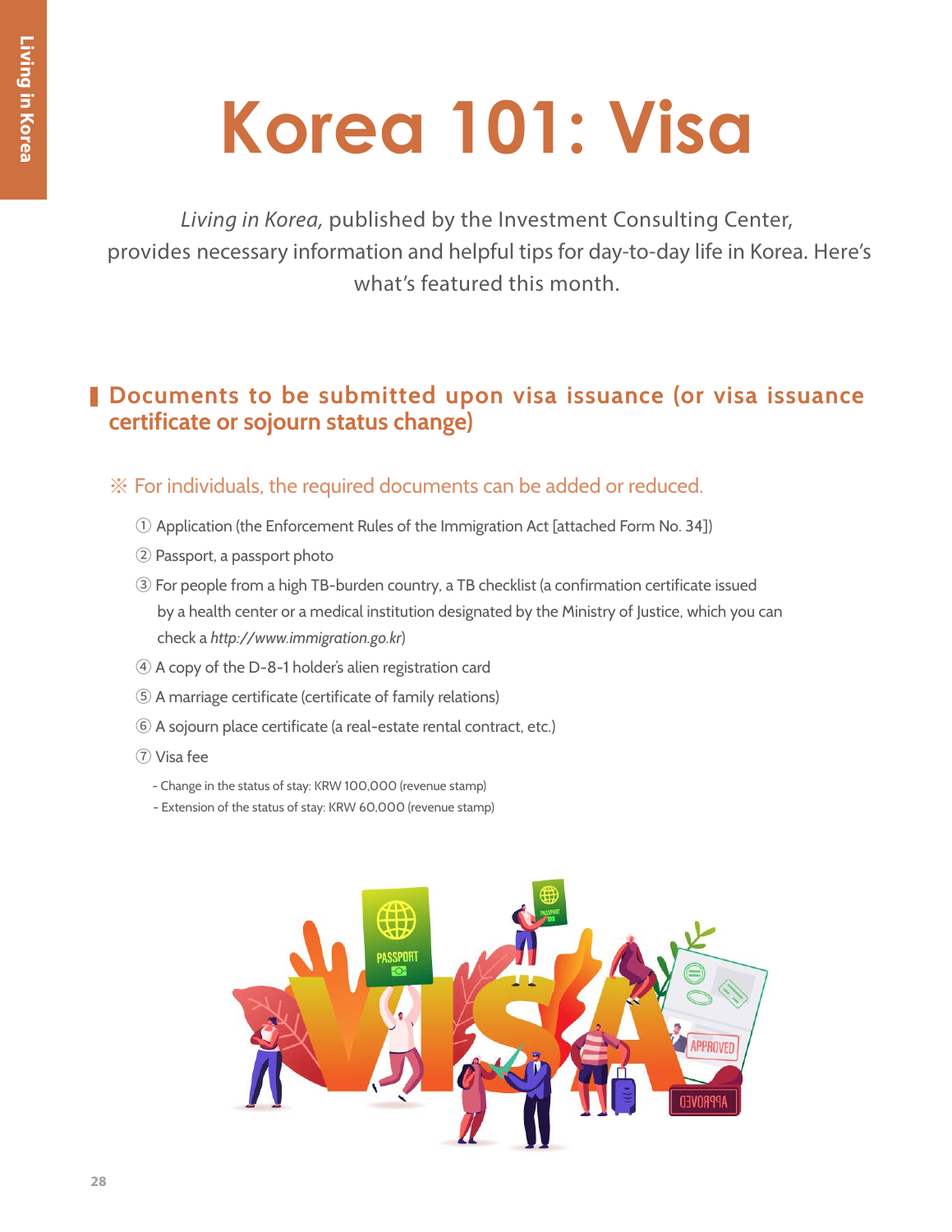# Korea 101: Visa

*Living in Korea,* published by the Investment Consulting Center, provides necessary information and helpful tips for day-to-day life in Korea. Here's what's featured this month.

## Documents to be submitted upon visa issuance (or visa issuance certificate or sojourn status change)

※ For individuals, the required documents can be added or reduced.

① Application (the Enforcement Rules of the Immigration Act [attached Form No. 34])

② Passport, a passport photo

③ For people from a high TB-burden country, a TB checklist (a confirmation certificate issued by a health center or a medical institution designated by the Ministry of Justice, which you can check a *http://www.immigration.go.kr*)

④ A copy of the D-8-1 holder's alien registration card

⑤ A marriage certificate (certificate of family relations)

⑥ A sojourn place certificate (a real-estate rental contract, etc.)

⑦ Visa fee

- Change in the status of stay: KRW 100,000 (revenue stamp)
- Extension of the status of stay: KRW 60,000 (revenue stamp)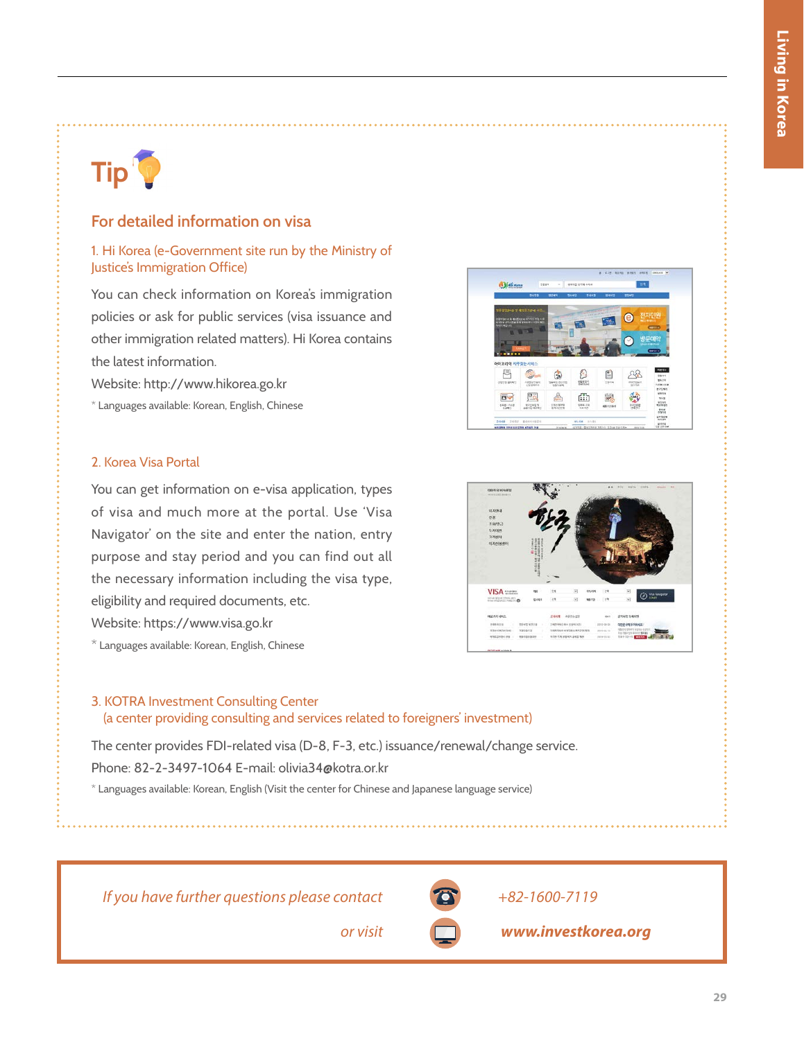# Tip

## For detailed information on visa

### 1. Hi Korea (e-Government site run by the Ministry of Justice's Immigration Office)

You can check information on Korea's immigration policies or ask for public services (visa issuance and other immigration related matters). Hi Korea contains the latest information.

Website: http://www.hikorea.go.kr

* Languages available: Korean, English, Chinese

### 2. Korea Visa Portal

You can get information on e-visa application, types of visa and much more at the portal. Use 'Visa Navigator' on the site and enter the nation, entry purpose and stay period and you can find out all the necessary information including the visa type, eligibility and required documents, etc.

Website: https://www.visa.go.kr

* Languages available: Korean, English, Chinese

### 3. KOTRA Investment Consulting Center (a center providing consulting and services related to foreigners' investment)

The center provides FDI-related visa (D-8, F-3, etc.) issuance/renewal/change service.

Phone: 82-2-3497-1064 E-mail: olivia34@kotra.or.kr

* Languages available: Korean, English (Visit the center for Chinese and Japanese language service)

---

*If you have further questions please contact* *+82-1600-7119*

*or visit* ***www.investkorea.org***